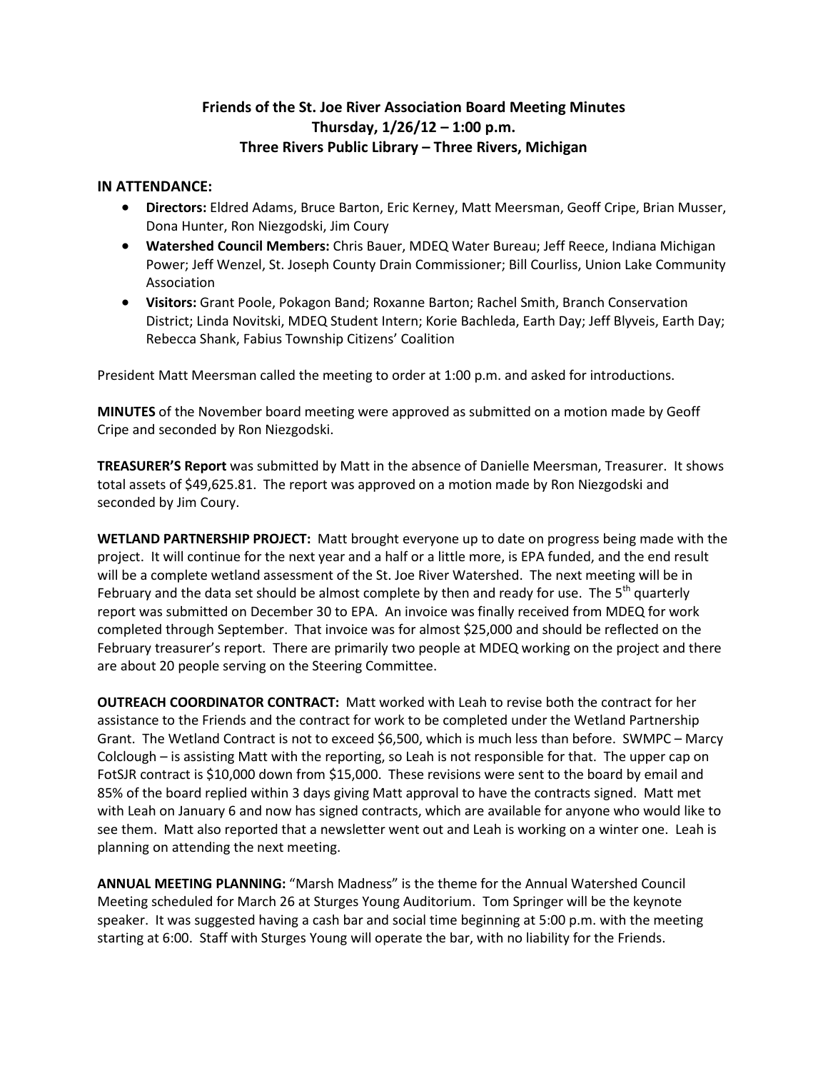# Friends of the St. Joe River Association Board Meeting Minutes
## Thursday, 1/26/12 – 1:00 p.m.
## Three Rivers Public Library – Three Rivers, Michigan

## IN ATTENDANCE:

- **Directors:** Eldred Adams, Bruce Barton, Eric Kerney, Matt Meersman, Geoff Cripe, Brian Musser, Dona Hunter, Ron Niezgodski, Jim Coury
- **Watershed Council Members:** Chris Bauer, MDEQ Water Bureau; Jeff Reece, Indiana Michigan Power; Jeff Wenzel, St. Joseph County Drain Commissioner; Bill Courliss, Union Lake Community Association
- **Visitors:** Grant Poole, Pokagon Band; Roxanne Barton; Rachel Smith, Branch Conservation District; Linda Novitski, MDEQ Student Intern; Korie Bachleda, Earth Day; Jeff Blyveis, Earth Day; Rebecca Shank, Fabius Township Citizens' Coalition

President Matt Meersman called the meeting to order at 1:00 p.m. and asked for introductions.

**MINUTES** of the November board meeting were approved as submitted on a motion made by Geoff Cripe and seconded by Ron Niezgodski.

**TREASURER'S Report** was submitted by Matt in the absence of Danielle Meersman, Treasurer. It shows total assets of $49,625.81. The report was approved on a motion made by Ron Niezgodski and seconded by Jim Coury.

**WETLAND PARTNERSHIP PROJECT:** Matt brought everyone up to date on progress being made with the project. It will continue for the next year and a half or a little more, is EPA funded, and the end result will be a complete wetland assessment of the St. Joe River Watershed. The next meeting will be in February and the data set should be almost complete by then and ready for use. The 5th quarterly report was submitted on December 30 to EPA. An invoice was finally received from MDEQ for work completed through September. That invoice was for almost $25,000 and should be reflected on the February treasurer's report. There are primarily two people at MDEQ working on the project and there are about 20 people serving on the Steering Committee.

**OUTREACH COORDINATOR CONTRACT:** Matt worked with Leah to revise both the contract for her assistance to the Friends and the contract for work to be completed under the Wetland Partnership Grant. The Wetland Contract is not to exceed $6,500, which is much less than before. SWMPC – Marcy Colclough – is assisting Matt with the reporting, so Leah is not responsible for that. The upper cap on FotSJR contract is $10,000 down from $15,000. These revisions were sent to the board by email and 85% of the board replied within 3 days giving Matt approval to have the contracts signed. Matt met with Leah on January 6 and now has signed contracts, which are available for anyone who would like to see them. Matt also reported that a newsletter went out and Leah is working on a winter one. Leah is planning on attending the next meeting.

**ANNUAL MEETING PLANNING:** "Marsh Madness" is the theme for the Annual Watershed Council Meeting scheduled for March 26 at Sturges Young Auditorium. Tom Springer will be the keynote speaker. It was suggested having a cash bar and social time beginning at 5:00 p.m. with the meeting starting at 6:00. Staff with Sturges Young will operate the bar, with no liability for the Friends.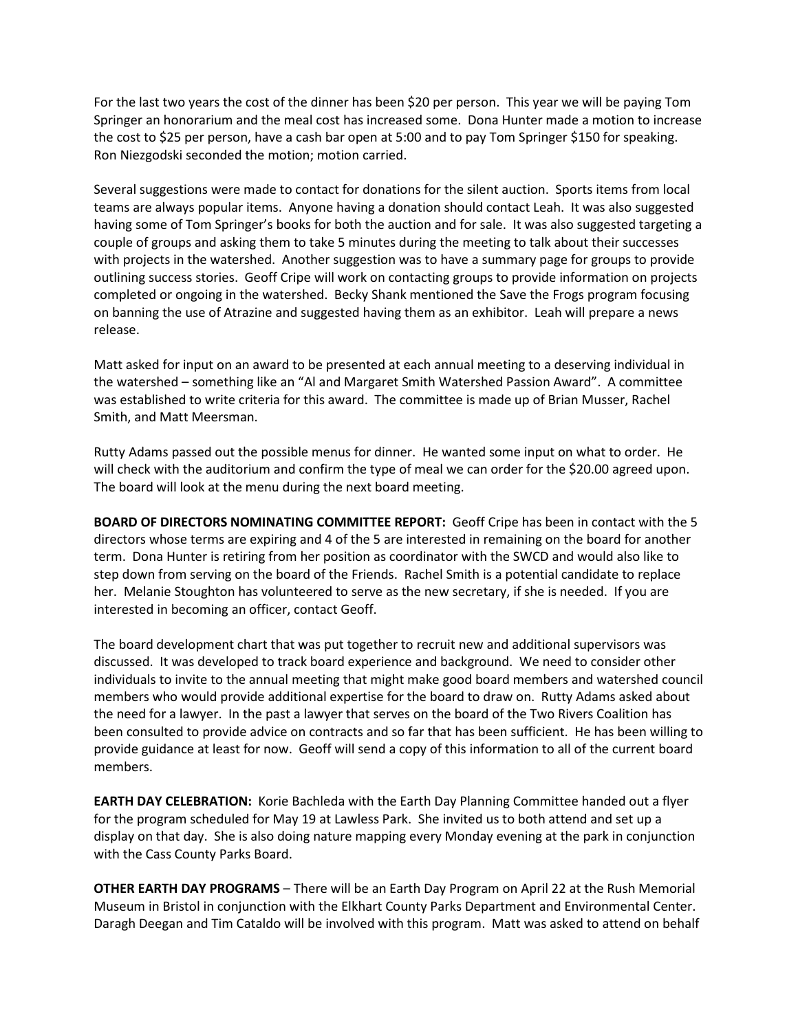For the last two years the cost of the dinner has been $20 per person. This year we will be paying Tom Springer an honorarium and the meal cost has increased some. Dona Hunter made a motion to increase the cost to $25 per person, have a cash bar open at 5:00 and to pay Tom Springer $150 for speaking. Ron Niezgodski seconded the motion; motion carried.

Several suggestions were made to contact for donations for the silent auction. Sports items from local teams are always popular items. Anyone having a donation should contact Leah. It was also suggested having some of Tom Springer's books for both the auction and for sale. It was also suggested targeting a couple of groups and asking them to take 5 minutes during the meeting to talk about their successes with projects in the watershed. Another suggestion was to have a summary page for groups to provide outlining success stories. Geoff Cripe will work on contacting groups to provide information on projects completed or ongoing in the watershed. Becky Shank mentioned the Save the Frogs program focusing on banning the use of Atrazine and suggested having them as an exhibitor. Leah will prepare a news release.

Matt asked for input on an award to be presented at each annual meeting to a deserving individual in the watershed – something like an "Al and Margaret Smith Watershed Passion Award". A committee was established to write criteria for this award. The committee is made up of Brian Musser, Rachel Smith, and Matt Meersman.

Rutty Adams passed out the possible menus for dinner. He wanted some input on what to order. He will check with the auditorium and confirm the type of meal we can order for the $20.00 agreed upon. The board will look at the menu during the next board meeting.

**BOARD OF DIRECTORS NOMINATING COMMITTEE REPORT:** Geoff Cripe has been in contact with the 5 directors whose terms are expiring and 4 of the 5 are interested in remaining on the board for another term. Dona Hunter is retiring from her position as coordinator with the SWCD and would also like to step down from serving on the board of the Friends. Rachel Smith is a potential candidate to replace her. Melanie Stoughton has volunteered to serve as the new secretary, if she is needed. If you are interested in becoming an officer, contact Geoff.

The board development chart that was put together to recruit new and additional supervisors was discussed. It was developed to track board experience and background. We need to consider other individuals to invite to the annual meeting that might make good board members and watershed council members who would provide additional expertise for the board to draw on. Rutty Adams asked about the need for a lawyer. In the past a lawyer that serves on the board of the Two Rivers Coalition has been consulted to provide advice on contracts and so far that has been sufficient. He has been willing to provide guidance at least for now. Geoff will send a copy of this information to all of the current board members.

**EARTH DAY CELEBRATION:** Korie Bachleda with the Earth Day Planning Committee handed out a flyer for the program scheduled for May 19 at Lawless Park. She invited us to both attend and set up a display on that day. She is also doing nature mapping every Monday evening at the park in conjunction with the Cass County Parks Board.

**OTHER EARTH DAY PROGRAMS** – There will be an Earth Day Program on April 22 at the Rush Memorial Museum in Bristol in conjunction with the Elkhart County Parks Department and Environmental Center. Daragh Deegan and Tim Cataldo will be involved with this program. Matt was asked to attend on behalf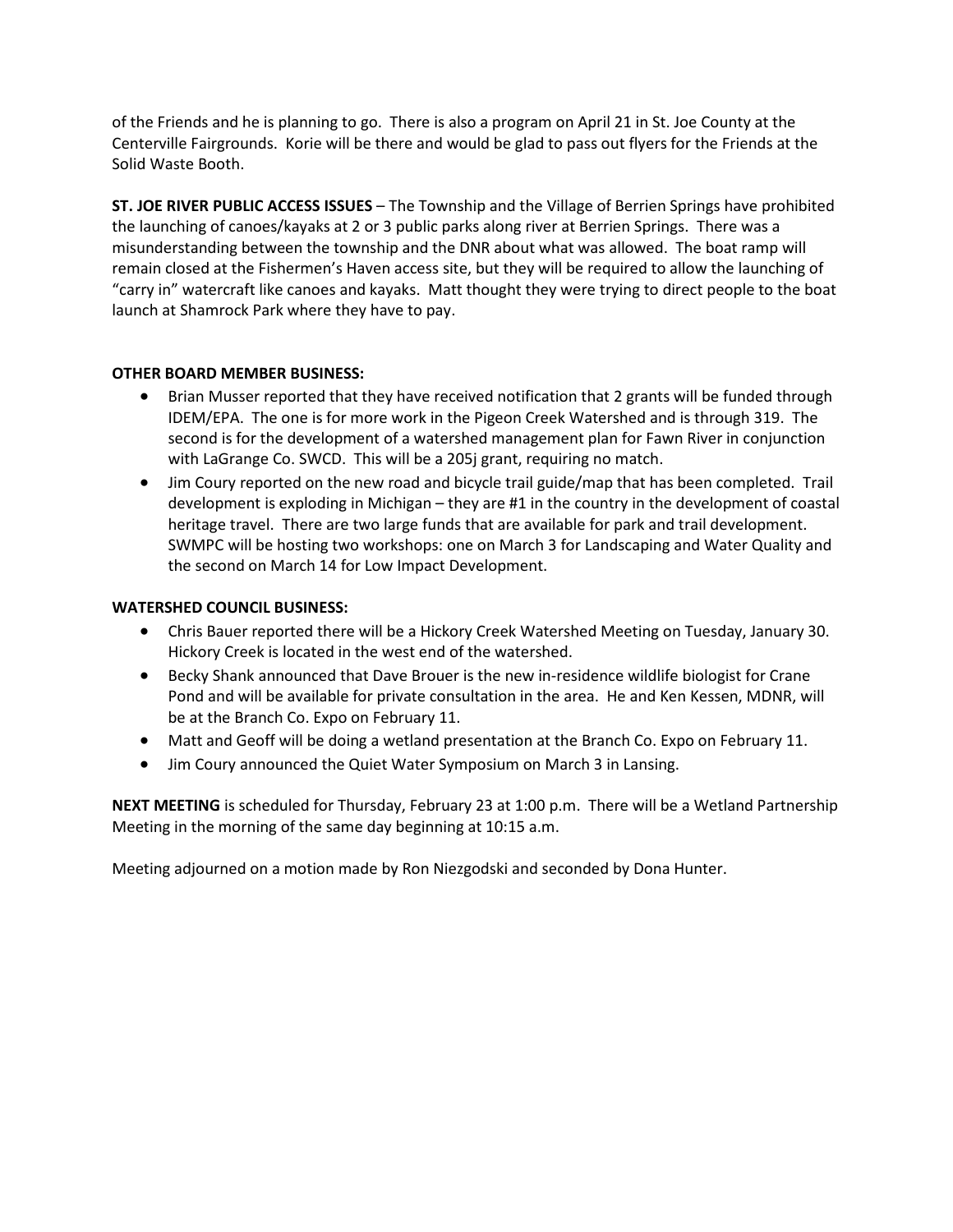of the Friends and he is planning to go. There is also a program on April 21 in St. Joe County at the Centerville Fairgrounds. Korie will be there and would be glad to pass out flyers for the Friends at the Solid Waste Booth.

**ST. JOE RIVER PUBLIC ACCESS ISSUES** – The Township and the Village of Berrien Springs have prohibited the launching of canoes/kayaks at 2 or 3 public parks along river at Berrien Springs. There was a misunderstanding between the township and the DNR about what was allowed. The boat ramp will remain closed at the Fishermen's Haven access site, but they will be required to allow the launching of "carry in" watercraft like canoes and kayaks. Matt thought they were trying to direct people to the boat launch at Shamrock Park where they have to pay.

**OTHER BOARD MEMBER BUSINESS:**

- Brian Musser reported that they have received notification that 2 grants will be funded through IDEM/EPA. The one is for more work in the Pigeon Creek Watershed and is through 319. The second is for the development of a watershed management plan for Fawn River in conjunction with LaGrange Co. SWCD. This will be a 205j grant, requiring no match.
- Jim Coury reported on the new road and bicycle trail guide/map that has been completed. Trail development is exploding in Michigan – they are #1 in the country in the development of coastal heritage travel. There are two large funds that are available for park and trail development. SWMPC will be hosting two workshops: one on March 3 for Landscaping and Water Quality and the second on March 14 for Low Impact Development.

**WATERSHED COUNCIL BUSINESS:**

- Chris Bauer reported there will be a Hickory Creek Watershed Meeting on Tuesday, January 30. Hickory Creek is located in the west end of the watershed.
- Becky Shank announced that Dave Brouer is the new in-residence wildlife biologist for Crane Pond and will be available for private consultation in the area. He and Ken Kessen, MDNR, will be at the Branch Co. Expo on February 11.
- Matt and Geoff will be doing a wetland presentation at the Branch Co. Expo on February 11.
- Jim Coury announced the Quiet Water Symposium on March 3 in Lansing.

**NEXT MEETING** is scheduled for Thursday, February 23 at 1:00 p.m. There will be a Wetland Partnership Meeting in the morning of the same day beginning at 10:15 a.m.

Meeting adjourned on a motion made by Ron Niezgodski and seconded by Dona Hunter.